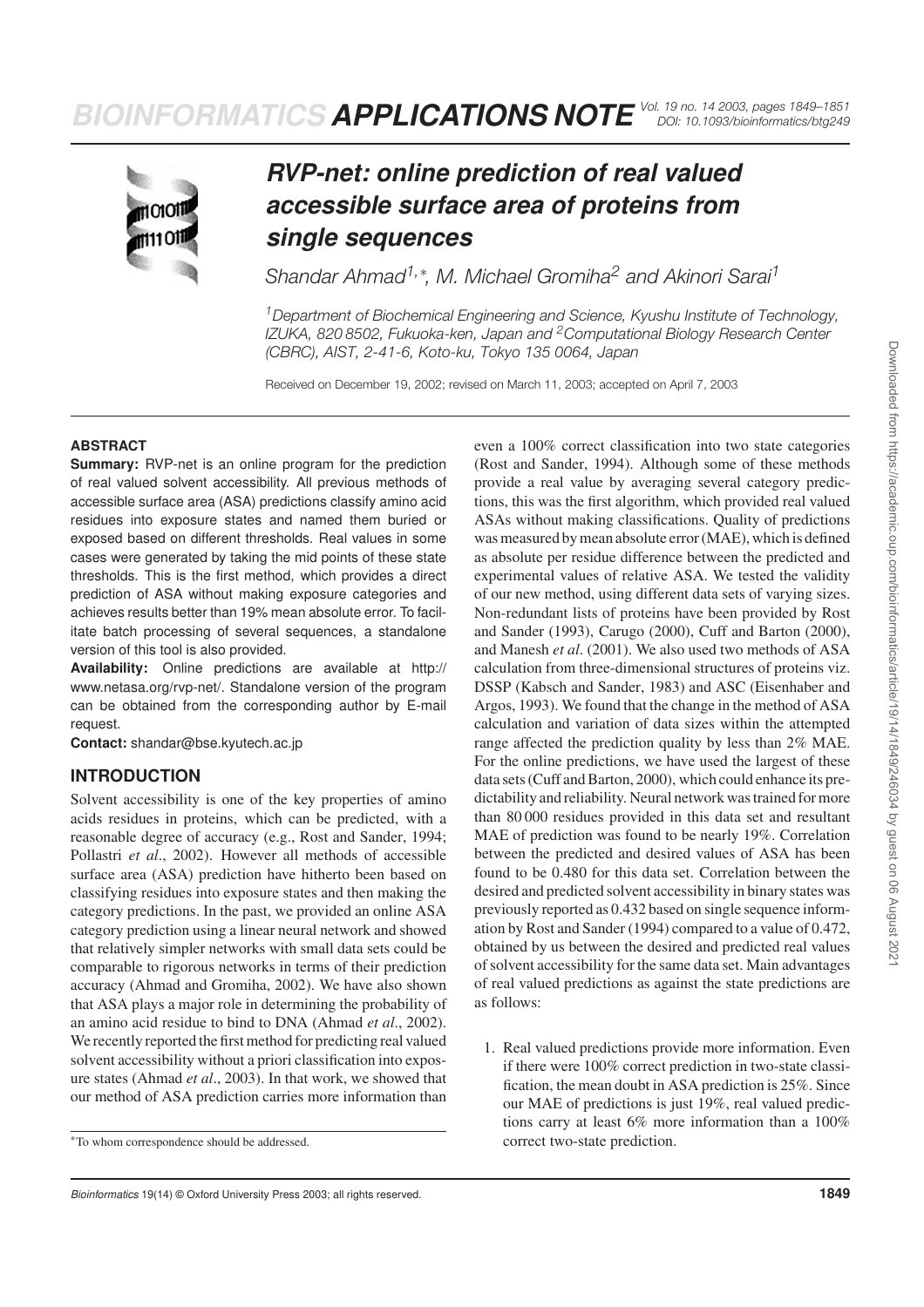# RVP-net: online prediction of real valued accessible surface area of proteins from single sequences

*Shandar Ahmad[1,*], M. Michael Gromiha[2] and Akinori Sarai[1]*

[1]Department of Biochemical Engineering and Science, Kyushu Institute of Technology, IZUKA, 820 8502, Fukuoka-ken, Japan and [2]Computational Biology Research Center (CBRC), AIST, 2-41-6, Koto-ku, Tokyo 135 0064, Japan

Received on December 19, 2002; revised on March 11, 2003; accepted on April 7, 2003

## ABSTRACT

**Summary:** RVP-net is an online program for the prediction of real valued solvent accessibility. All previous methods of accessible surface area (ASA) predictions classify amino acid residues into exposure states and named them buried or exposed based on different thresholds. Real values in some cases were generated by taking the mid points of these state thresholds. This is the first method, which provides a direct prediction of ASA without making exposure categories and achieves results better than 19% mean absolute error. To facilitate batch processing of several sequences, a standalone version of this tool is also provided.

**Availability:** Online predictions are available at http://www.netasa.org/rvp-net/. Standalone version of the program can be obtained from the corresponding author by E-mail request.

**Contact:** shandar@bse.kyutech.ac.jp

## INTRODUCTION

Solvent accessibility is one of the key properties of amino acids residues in proteins, which can be predicted, with a reasonable degree of accuracy (e.g., Rost and Sander, 1994; Pollastri *et al*., 2002). However all methods of accessible surface area (ASA) prediction have hitherto been based on classifying residues into exposure states and then making the category predictions. In the past, we provided an online ASA category prediction using a linear neural network and showed that relatively simpler networks with small data sets could be comparable to rigorous networks in terms of their prediction accuracy (Ahmad and Gromiha, 2002). We have also shown that ASA plays a major role in determining the probability of an amino acid residue to bind to DNA (Ahmad *et al*., 2002). We recently reported the first method for predicting real valued solvent accessibility without a priori classification into exposure states (Ahmad *et al*., 2003). In that work, we showed that our method of ASA prediction carries more information than even a 100% correct classification into two state categories (Rost and Sander, 1994). Although some of these methods provide a real value by averaging several category predictions, this was the first algorithm, which provided real valued ASAs without making classifications. Quality of predictions was measured by mean absolute error (MAE), which is defined as absolute per residue difference between the predicted and experimental values of relative ASA. We tested the validity of our new method, using different data sets of varying sizes. Non-redundant lists of proteins have been provided by Rost and Sander (1993), Carugo (2000), Cuff and Barton (2000), and Manesh *et al*. (2001). We also used two methods of ASA calculation from three-dimensional structures of proteins viz. DSSP (Kabsch and Sander, 1983) and ASC (Eisenhaber and Argos, 1993). We found that the change in the method of ASA calculation and variation of data sizes within the attempted range affected the prediction quality by less than 2% MAE. For the online predictions, we have used the largest of these data sets (Cuff and Barton, 2000), which could enhance its predictability and reliability. Neural network was trained for more than 80 000 residues provided in this data set and resultant MAE of prediction was found to be nearly 19%. Correlation between the predicted and desired values of ASA has been found to be 0.480 for this data set. Correlation between the desired and predicted solvent accessibility in binary states was previously reported as 0.432 based on single sequence information by Rost and Sander (1994) compared to a value of 0.472, obtained by us between the desired and predicted real values of solvent accessibility for the same data set. Main advantages of real valued predictions as against the state predictions are as follows:

1. Real valued predictions provide more information. Even if there were 100% correct prediction in two-state classification, the mean doubt in ASA prediction is 25%. Since our MAE of predictions is just 19%, real valued predictions carry at least 6% more information than a 100% correct two-state prediction.

*To whom correspondence should be addressed.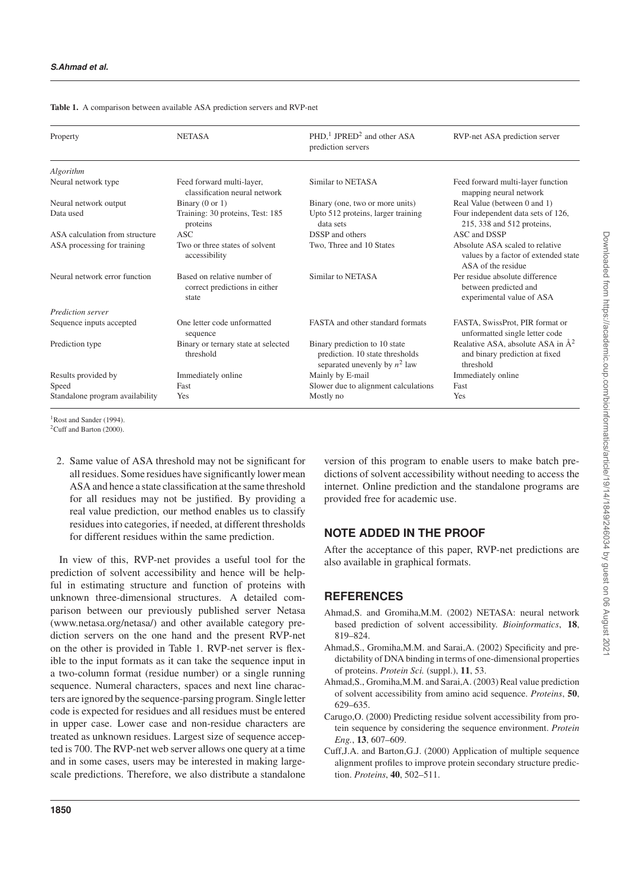**Table 1.** A comparison between available ASA prediction servers and RVP-net

| Property | NETASA | PHD,[1] JPRED[2] and other ASA prediction servers | RVP-net ASA prediction server |
|---|---|---|---|
| *Algorithm* | | | |
| Neural network type | Feed forward multi-layer, classification neural network | Similar to NETASA | Feed forward multi-layer function mapping neural network |
| Neural network output | Binary (0 or 1) | Binary (one, two or more units) | Real Value (between 0 and 1) |
| Data used | Training: 30 proteins, Test: 185 proteins | Upto 512 proteins, larger training data sets | Four independent data sets of 126, 215, 338 and 512 proteins, |
| ASA calculation from structure | ASC | DSSP and others | ASC and DSSP |
| ASA processing for training | Two or three states of solvent accessibility | Two, Three and 10 States | Absolute ASA scaled to relative values by a factor of extended state ASA of the residue |
| Neural network error function | Based on relative number of correct predictions in either state | Similar to NETASA | Per residue absolute difference between predicted and experimental value of ASA |
| *Prediction server* | | | |
| Sequence inputs accepted | One letter code unformatted sequence | FASTA and other standard formats | FASTA, SwissProt, PIR format or unformatted single letter code |
| Prediction type | Binary or ternary state at selected threshold | Binary prediction to 10 state prediction. 10 state thresholds separated unevenly by $n^2$ law | Realative ASA, absolute ASA in Å$^2$ and binary prediction at fixed threshold |
| Results provided by | Immediately online | Mainly by E-mail | Immediately online |
| Speed | Fast | Slower due to alignment calculations | Fast |
| Standalone program availability | Yes | Mostly no | Yes |

[1]Rost and Sander (1994).
[2]Cuff and Barton (2000).

2. Same value of ASA threshold may not be significant for all residues. Some residues have significantly lower mean ASA and hence a state classification at the same threshold for all residues may not be justified. By providing a real value prediction, our method enables us to classify residues into categories, if needed, at different thresholds for different residues within the same prediction.

In view of this, RVP-net provides a useful tool for the prediction of solvent accessibility and hence will be helpful in estimating structure and function of proteins with unknown three-dimensional structures. A detailed comparison between our previously published server Netasa (www.netasa.org/netasa/) and other available category prediction servers on the one hand and the present RVP-net on the other is provided in Table 1. RVP-net server is flexible to the input formats as it can take the sequence input in a two-column format (residue number) or a single running sequence. Numeral characters, spaces and next line characters are ignored by the sequence-parsing program. Single letter code is expected for residues and all residues must be entered in upper case. Lower case and non-residue characters are treated as unknown residues. Largest size of sequence accepted is 700. The RVP-net web server allows one query at a time and in some cases, users may be interested in making large-scale predictions. Therefore, we also distribute a standalone version of this program to enable users to make batch predictions of solvent accessibility without needing to access the internet. Online prediction and the standalone programs are provided free for academic use.

## NOTE ADDED IN THE PROOF

After the acceptance of this paper, RVP-net predictions are also available in graphical formats.

## REFERENCES

Ahmad,S. and Gromiha,M.M. (2002) NETASA: neural network based prediction of solvent accessibility. *Bioinformatics*, **18**, 819–824.

Ahmad,S., Gromiha,M.M. and Sarai,A. (2002) Specificity and predictability of DNA binding in terms of one-dimensional properties of proteins. *Protein Sci.* (suppl.), **11**, 53.

Ahmad,S., Gromiha,M.M. and Sarai,A. (2003) Real value prediction of solvent accessibility from amino acid sequence. *Proteins*, **50**, 629–635.

Carugo,O. (2000) Predicting residue solvent accessibility from protein sequence by considering the sequence environment. *Protein Eng.*, **13**, 607–609.

Cuff,J.A. and Barton,G.J. (2000) Application of multiple sequence alignment profiles to improve protein secondary structure prediction. *Proteins*, **40**, 502–511.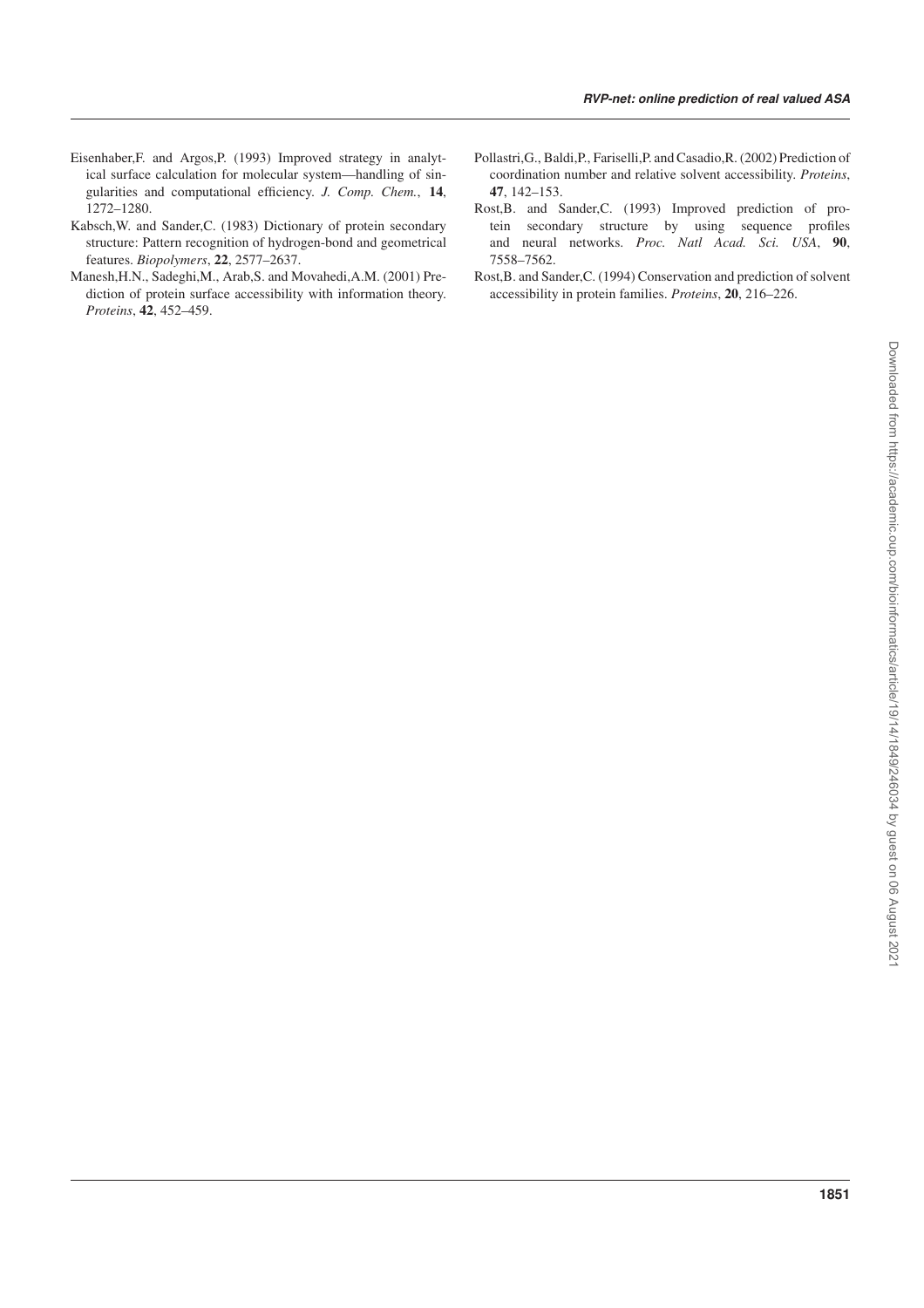Eisenhaber,F. and Argos,P. (1993) Improved strategy in analytical surface calculation for molecular system—handling of singularities and computational efficiency. *J. Comp. Chem.*, **14**, 1272–1280.

Kabsch,W. and Sander,C. (1983) Dictionary of protein secondary structure: Pattern recognition of hydrogen-bond and geometrical features. *Biopolymers*, **22**, 2577–2637.

Manesh,H.N., Sadeghi,M., Arab,S. and Movahedi,A.M. (2001) Prediction of protein surface accessibility with information theory. *Proteins*, **42**, 452–459.

Pollastri,G., Baldi,P., Fariselli,P. and Casadio,R. (2002) Prediction of coordination number and relative solvent accessibility. *Proteins*, **47**, 142–153.

Rost,B. and Sander,C. (1993) Improved prediction of protein secondary structure by using sequence profiles and neural networks. *Proc. Natl Acad. Sci. USA*, **90**, 7558–7562.

Rost,B. and Sander,C. (1994) Conservation and prediction of solvent accessibility in protein families. *Proteins*, **20**, 216–226.